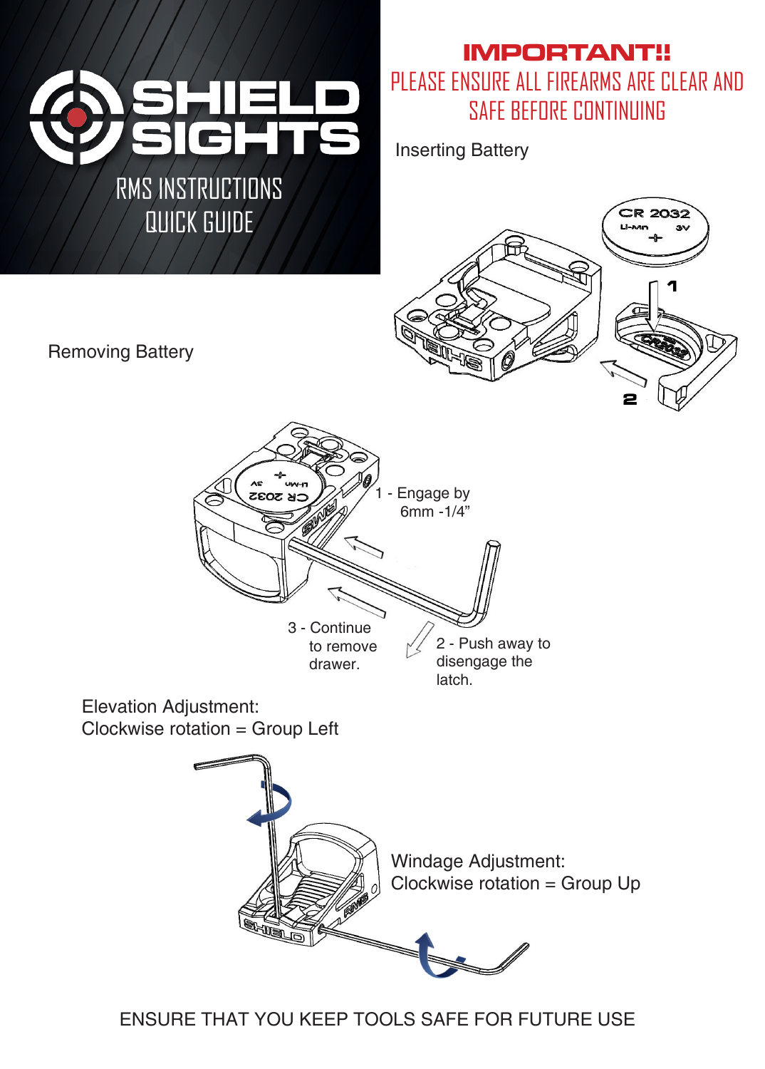# SHIELD SIGHTS

## RMS INSTRUCTIONS QUICK GUIDE

**IMPORTANT!!**

PLEASE ENSURE ALL FIREARMS ARE CLEAR AND SAFE BEFORE CONTINUING

Inserting Battery

CR 2032
Li-Mn 3V
+

1

2

Removing Battery

1 - Engage by 6mm -1/4"

2 - Push away to disengage the latch.

3 - Continue to remove drawer.

Elevation Adjustment:
Clockwise rotation = Group Left

Windage Adjustment:
Clockwise rotation = Group Up

ENSURE THAT YOU KEEP TOOLS SAFE FOR FUTURE USE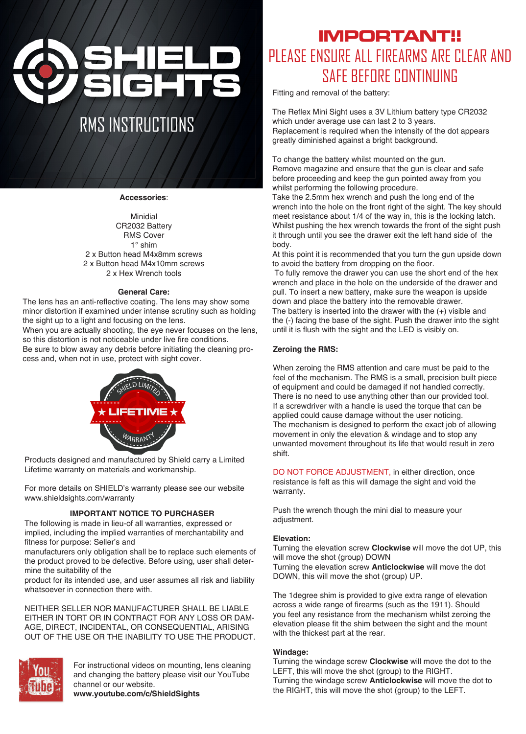# SHIELD SIGHTS

## RMS INSTRUCTIONS

**Accessories**:

Minidial
CR2032 Battery
RMS Cover
1° shim
2 x Button head M4x8mm screws
2 x Button head M4x10mm screws
2 x Hex Wrench tools

**General Care:**

The lens has an anti-reflective coating. The lens may show some minor distortion if examined under intense scrutiny such as holding the sight up to a light and focusing on the lens.
When you are actually shooting, the eye never focuses on the lens, so this distortion is not noticeable under live fire conditions.
Be sure to blow away any debris before initiating the cleaning process and, when not in use, protect with sight cover.

SHIELD LIMITED ★ LIFETIME ★ WARRANTY

Products designed and manufactured by Shield carry a Limited Lifetime warranty on materials and workmanship.

For more details on SHIELD's warranty please see our website www.shieldsights.com/warranty

**IMPORTANT NOTICE TO PURCHASER**

The following is made in lieu-of all warranties, expressed or implied, including the implied warranties of merchantability and fitness for purpose: Seller's and
manufacturers only obligation shall be to replace such elements of the product proved to be defective. Before using, user shall determine the suitability of the
product for its intended use, and user assumes all risk and liability whatsoever in connection there with.

NEITHER SELLER NOR MANUFACTURER SHALL BE LIABLE EITHER IN TORT OR IN CONTRACT FOR ANY LOSS OR DAMAGE, DIRECT, INCIDENTAL, OR CONSEQUENTIAL, ARISING OUT OF THE USE OR THE INABILITY TO USE THE PRODUCT.

For instructional videos on mounting, lens cleaning and changing the battery please visit our YouTube channel or our website.
**www.youtube.com/c/ShieldSights**

# IMPORTANT!!

## PLEASE ENSURE ALL FIREARMS ARE CLEAR AND SAFE BEFORE CONTINUING

Fitting and removal of the battery:

The Reflex Mini Sight uses a 3V Lithium battery type CR2032 which under average use can last 2 to 3 years.
Replacement is required when the intensity of the dot appears greatly diminished against a bright background.

To change the battery whilst mounted on the gun.
Remove magazine and ensure that the gun is clear and safe before proceeding and keep the gun pointed away from you whilst performing the following procedure.
Take the 2.5mm hex wrench and push the long end of the wrench into the hole on the front right of the sight. The key should meet resistance about 1/4 of the way in, this is the locking latch. Whilst pushing the hex wrench towards the front of the sight push it through until you see the drawer exit the left hand side of the body.
At this point it is recommended that you turn the gun upside down to avoid the battery from dropping on the floor.
To fully remove the drawer you can use the short end of the hex wrench and place in the hole on the underside of the drawer and pull. To insert a new battery, make sure the weapon is upside down and place the battery into the removable drawer.
The battery is inserted into the drawer with the (+) visible and the (-) facing the base of the sight. Push the drawer into the sight until it is flush with the sight and the LED is visibly on.

**Zeroing the RMS:**

When zeroing the RMS attention and care must be paid to the feel of the mechanism. The RMS is a small, precision built piece of equipment and could be damaged if not handled correctly.
There is no need to use anything other than our provided tool.
If a screwdriver with a handle is used the torque that can be applied could cause damage without the user noticing.
The mechanism is designed to perform the exact job of allowing movement in only the elevation & windage and to stop any unwanted movement throughout its life that would result in zero shift.

DO NOT FORCE ADJUSTMENT, in either direction, once resistance is felt as this will damage the sight and void the warranty.

Push the wrench though the mini dial to measure your adjustment.

**Elevation:**

Turning the elevation screw **Clockwise** will move the dot UP, this will move the shot (group) DOWN
Turning the elevation screw **Anticlockwise** will move the dot DOWN, this will move the shot (group) UP.

The 1degree shim is provided to give extra range of elevation across a wide range of firearms (such as the 1911). Should you feel any resistance from the mechanism whilst zeroing the elevation please fit the shim between the sight and the mount with the thickest part at the rear.

**Windage:**

Turning the windage screw **Clockwise** will move the dot to the LEFT, this will move the shot (group) to the RIGHT.
Turning the windage screw **Anticlockwise** will move the dot to the RIGHT, this will move the shot (group) to the LEFT.